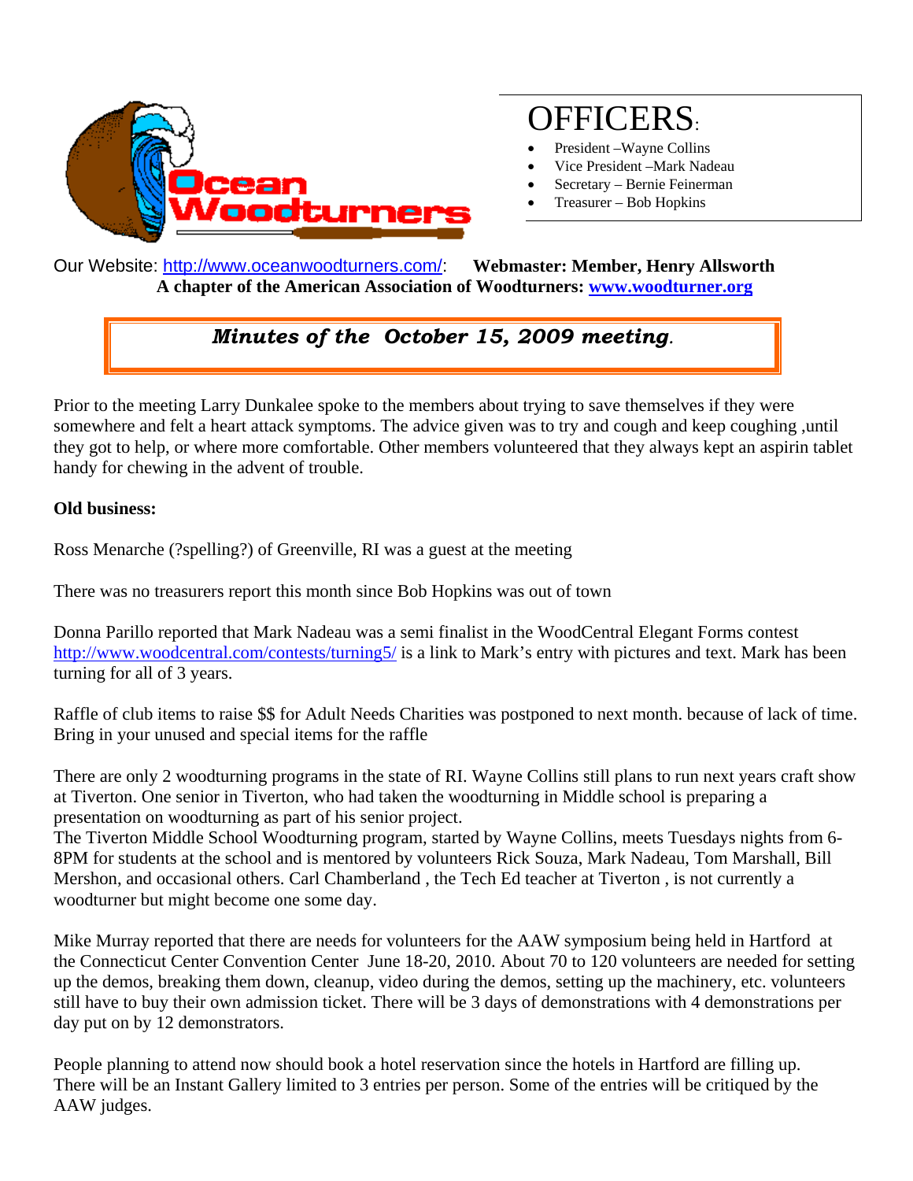# OFFICERS:

- President –Wayne Collins
- Vice President –Mark Nadeau
- Secretary – Bernie Feinerman
- Treasurer – Bob Hopkins

Our Website: http://www.oceanwoodturners.com/: **Webmaster: Member, Henry Allsworth**
**A chapter of the American Association of Woodturners: www.woodturner.org**

## *Minutes of the October 15, 2009 meeting.*

Prior to the meeting Larry Dunkalee spoke to the members about trying to save themselves if they were somewhere and felt a heart attack symptoms. The advice given was to try and cough and keep coughing ,until they got to help, or where more comfortable. Other members volunteered that they always kept an aspirin tablet handy for chewing in the advent of trouble.

**Old business:**

Ross Menarche (?spelling?) of Greenville, RI was a guest at the meeting

There was no treasurers report this month since Bob Hopkins was out of town

Donna Parillo reported that Mark Nadeau was a semi finalist in the WoodCentral Elegant Forms contest http://www.woodcentral.com/contests/turning5/ is a link to Mark's entry with pictures and text. Mark has been turning for all of 3 years.

Raffle of club items to raise $$ for Adult Needs Charities was postponed to next month. because of lack of time. Bring in your unused and special items for the raffle

There are only 2 woodturning programs in the state of RI. Wayne Collins still plans to run next years craft show at Tiverton. One senior in Tiverton, who had taken the woodturning in Middle school is preparing a presentation on woodturning as part of his senior project.
The Tiverton Middle School Woodturning program, started by Wayne Collins, meets Tuesdays nights from 6-8PM for students at the school and is mentored by volunteers Rick Souza, Mark Nadeau, Tom Marshall, Bill Mershon, and occasional others. Carl Chamberland , the Tech Ed teacher at Tiverton , is not currently a woodturner but might become one some day.

Mike Murray reported that there are needs for volunteers for the AAW symposium being held in Hartford at the Connecticut Center Convention Center June 18-20, 2010. About 70 to 120 volunteers are needed for setting up the demos, breaking them down, cleanup, video during the demos, setting up the machinery, etc. volunteers still have to buy their own admission ticket. There will be 3 days of demonstrations with 4 demonstrations per day put on by 12 demonstrators.

People planning to attend now should book a hotel reservation since the hotels in Hartford are filling up. There will be an Instant Gallery limited to 3 entries per person. Some of the entries will be critiqued by the AAW judges.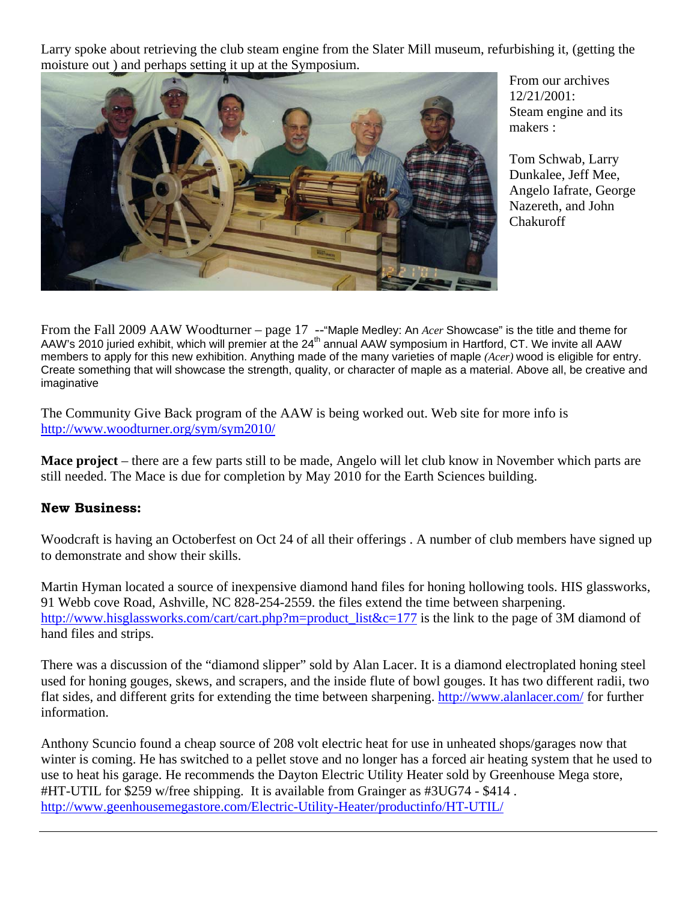Larry spoke about retrieving the club steam engine from the Slater Mill museum, refurbishing it, (getting the moisture out ) and perhaps setting it up at the Symposium.

From our archives 12/21/2001: Steam engine and its makers :

Tom Schwab, Larry Dunkalee, Jeff Mee, Angelo Iafrate, George Nazereth, and John Chakuroff

From the Fall 2009 AAW Woodturner – page 17 --"Maple Medley: An *Acer* Showcase" is the title and theme for AAW's 2010 juried exhibit, which will premier at the 24th annual AAW symposium in Hartford, CT. We invite all AAW members to apply for this new exhibition. Anything made of the many varieties of maple *(Acer)* wood is eligible for entry. Create something that will showcase the strength, quality, or character of maple as a material. Above all, be creative and imaginative

The Community Give Back program of the AAW is being worked out. Web site for more info is http://www.woodturner.org/sym/sym2010/

**Mace project** – there are a few parts still to be made, Angelo will let club know in November which parts are still needed. The Mace is due for completion by May 2010 for the Earth Sciences building.

### New Business:

Woodcraft is having an Octoberfest on Oct 24 of all their offerings . A number of club members have signed up to demonstrate and show their skills.

Martin Hyman located a source of inexpensive diamond hand files for honing hollowing tools. HIS glassworks, 91 Webb cove Road, Ashville, NC 828-254-2559. the files extend the time between sharpening. http://www.hisglassworks.com/cart/cart.php?m=product_list&c=177 is the link to the page of 3M diamond of hand files and strips.

There was a discussion of the "diamond slipper" sold by Alan Lacer. It is a diamond electroplated honing steel used for honing gouges, skews, and scrapers, and the inside flute of bowl gouges. It has two different radii, two flat sides, and different grits for extending the time between sharpening. http://www.alanlacer.com/ for further information.

Anthony Scuncio found a cheap source of 208 volt electric heat for use in unheated shops/garages now that winter is coming. He has switched to a pellet stove and no longer has a forced air heating system that he used to use to heat his garage. He recommends the Dayton Electric Utility Heater sold by Greenhouse Mega store, #HT-UTIL for $259 w/free shipping. It is available from Grainger as #3UG74 - $414 . http://www.geenhousemegastore.com/Electric-Utility-Heater/productinfo/HT-UTIL/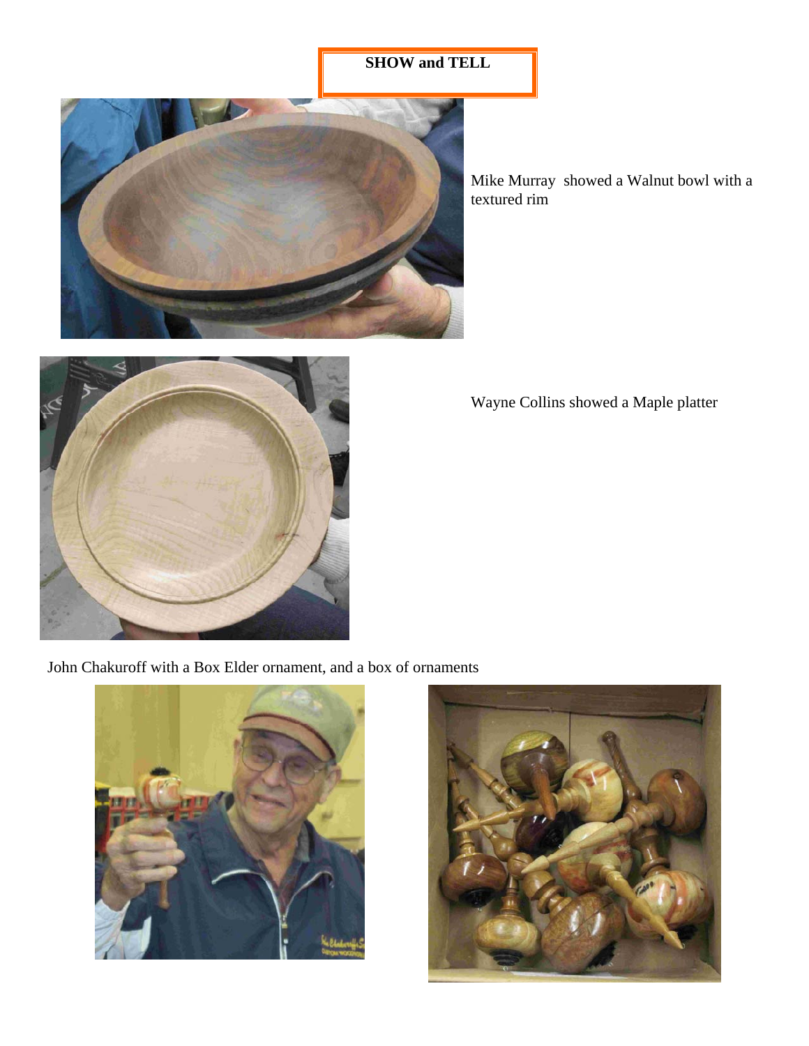# SHOW and TELL

Mike Murray showed a Walnut bowl with a textured rim

Wayne Collins showed a Maple platter

John Chakuroff with a Box Elder ornament, and a box of ornaments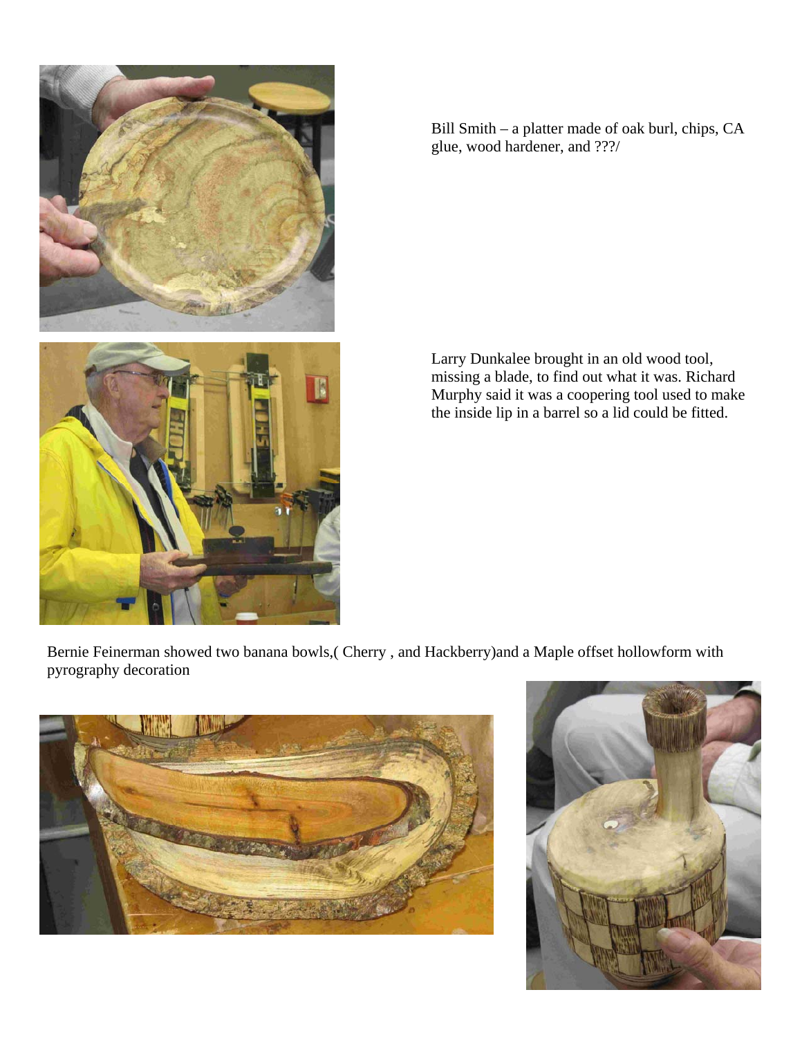Bill Smith – a platter made of oak burl, chips, CA glue, wood hardener, and ???/

Larry Dunkalee brought in an old wood tool, missing a blade, to find out what it was. Richard Murphy said it was a coopering tool used to make the inside lip in a barrel so a lid could be fitted.

Bernie Feinerman showed two banana bowls,( Cherry , and Hackberry)and a Maple offset hollowform with pyrography decoration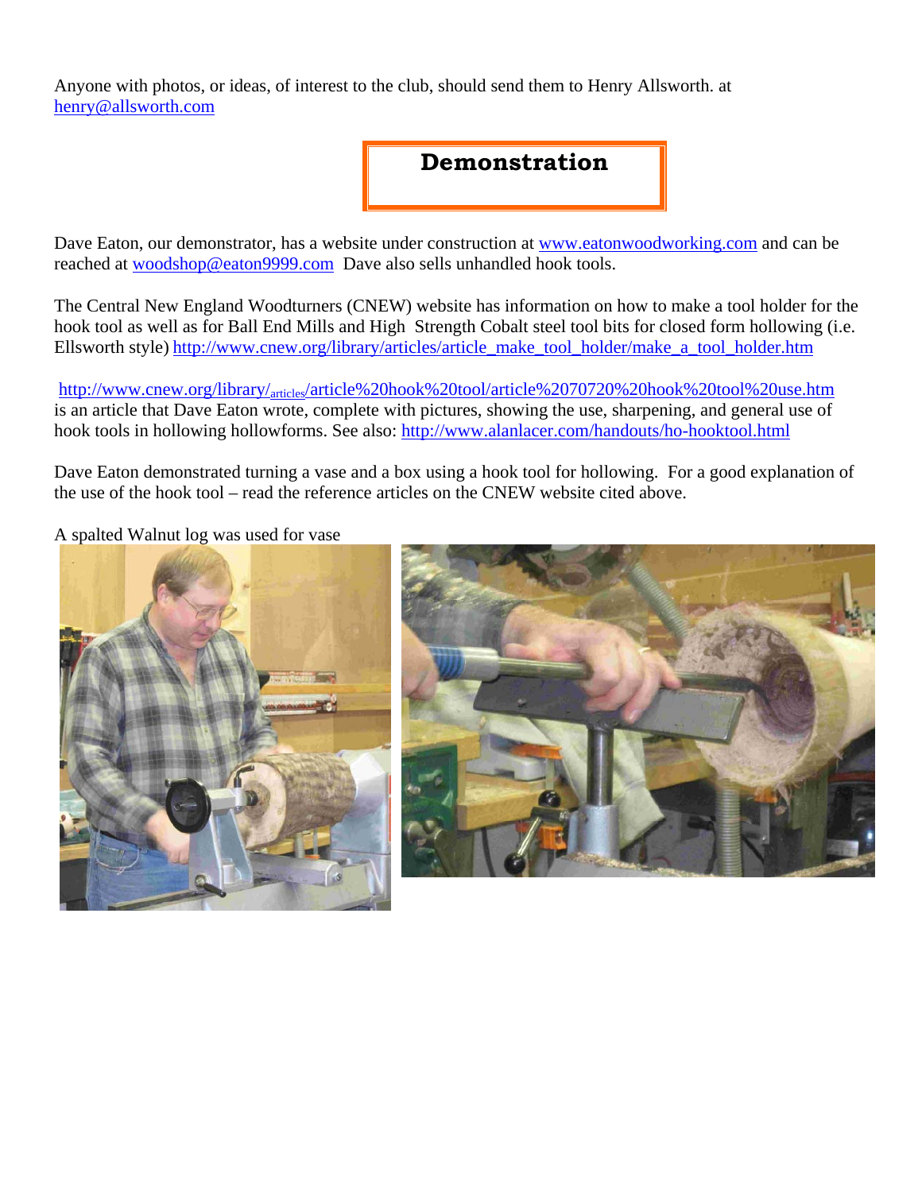Anyone with photos, or ideas, of interest to the club, should send them to Henry Allsworth. at henry@allsworth.com

## Demonstration

Dave Eaton, our demonstrator, has a website under construction at www.eatonwoodworking.com and can be reached at woodshop@eaton9999.com Dave also sells unhandled hook tools.

The Central New England Woodturners (CNEW) website has information on how to make a tool holder for the hook tool as well as for Ball End Mills and High Strength Cobalt steel tool bits for closed form hollowing (i.e. Ellsworth style) http://www.cnew.org/library/articles/article_make_tool_holder/make_a_tool_holder.htm

http://www.cnew.org/library/articles/article%20hook%20tool/article%2070720%20hook%20tool%20use.htm is an article that Dave Eaton wrote, complete with pictures, showing the use, sharpening, and general use of hook tools in hollowing hollowforms. See also: http://www.alanlacer.com/handouts/ho-hooktool.html

Dave Eaton demonstrated turning a vase and a box using a hook tool for hollowing. For a good explanation of the use of the hook tool – read the reference articles on the CNEW website cited above.

A spalted Walnut log was used for vase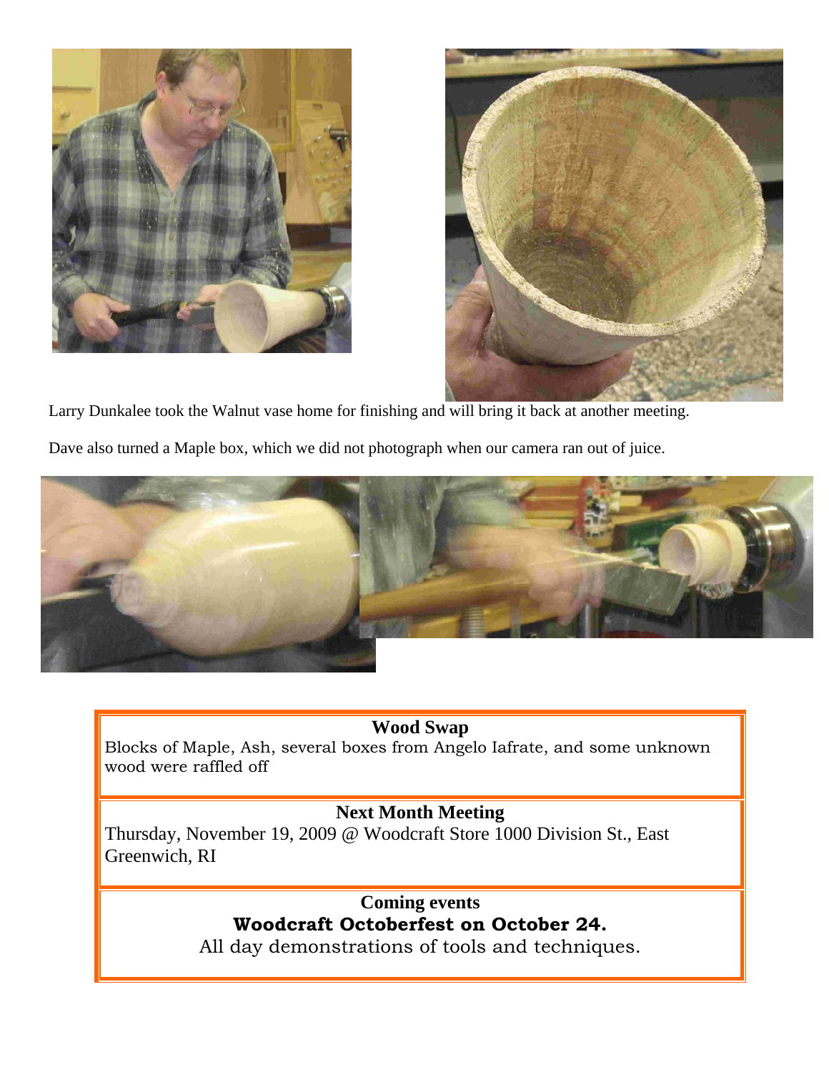Larry Dunkalee took the Walnut vase home for finishing and will bring it back at another meeting.

Dave also turned a Maple box, which we did not photograph when our camera ran out of juice.

**Wood Swap**

Blocks of Maple, Ash, several boxes from Angelo Iafrate, and some unknown wood were raffled off

**Next Month Meeting**

Thursday, November 19, 2009 @ Woodcraft Store 1000 Division St., East Greenwich, RI

**Coming events**

**Woodcraft Octoberfest on October 24.**

All day demonstrations of tools and techniques.